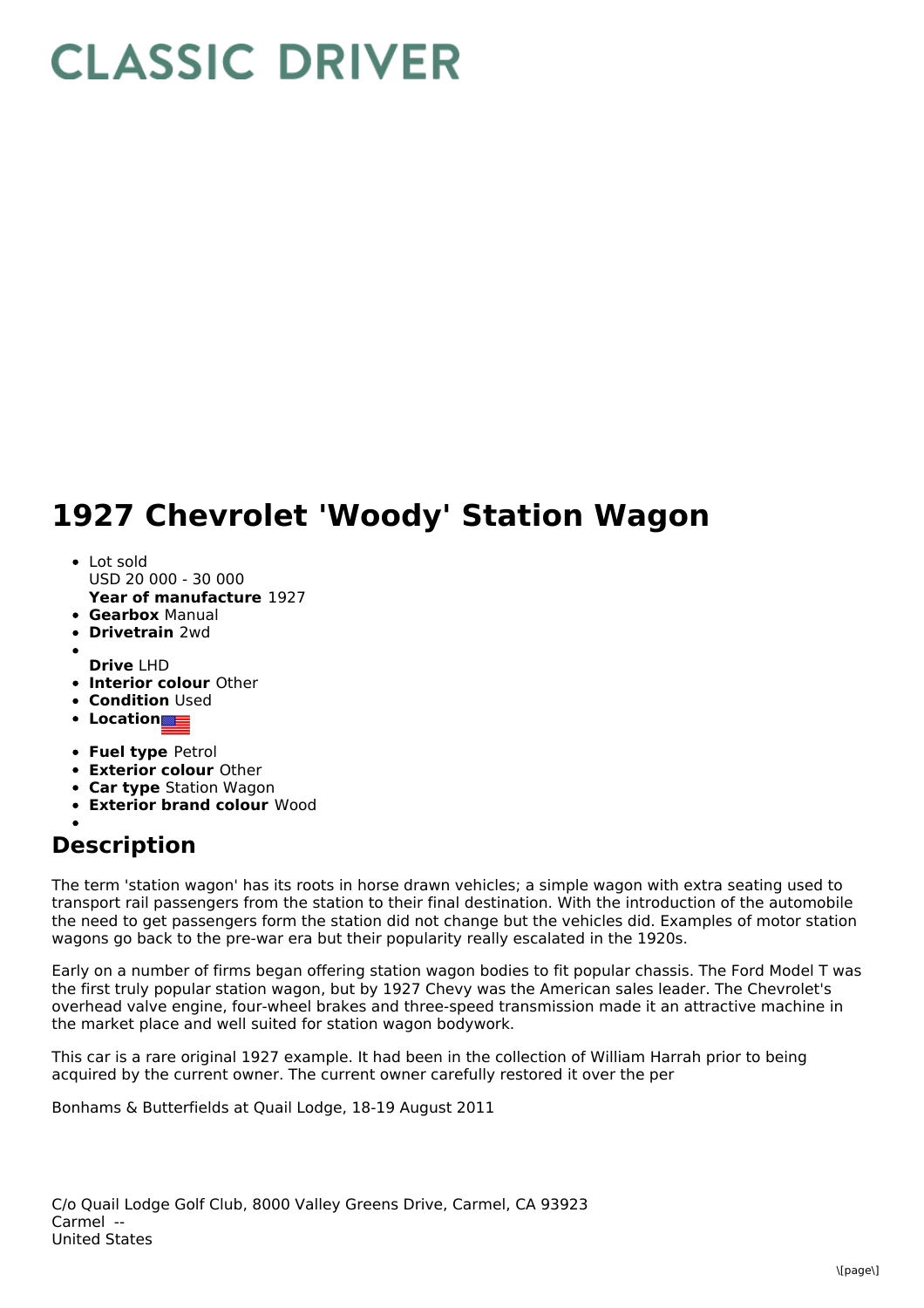# CLASSIC DRIVER

# 1927 Chevrolet 'Woody' Station Wagon

- Lot sold
  USD 20 000 - 30 000
  **Year of manufacture** 1927
- **Gearbox** Manual
- **Drivetrain** 2wd
- **Drive** LHD
- **Interior colour** Other
- **Condition** Used
- **Location**
- **Fuel type** Petrol
- **Exterior colour** Other
- **Car type** Station Wagon
- **Exterior brand colour** Wood

## Description

The term 'station wagon' has its roots in horse drawn vehicles; a simple wagon with extra seating used to transport rail passengers from the station to their final destination. With the introduction of the automobile the need to get passengers form the station did not change but the vehicles did. Examples of motor station wagons go back to the pre-war era but their popularity really escalated in the 1920s.

Early on a number of firms began offering station wagon bodies to fit popular chassis. The Ford Model T was the first truly popular station wagon, but by 1927 Chevy was the American sales leader. The Chevrolet's overhead valve engine, four-wheel brakes and three-speed transmission made it an attractive machine in the market place and well suited for station wagon bodywork.

This car is a rare original 1927 example. It had been in the collection of William Harrah prior to being acquired by the current owner. The current owner carefully restored it over the per

Bonhams & Butterfields at Quail Lodge, 18-19 August 2011

C/o Quail Lodge Golf Club, 8000 Valley Greens Drive, Carmel, CA 93923
Carmel --
United States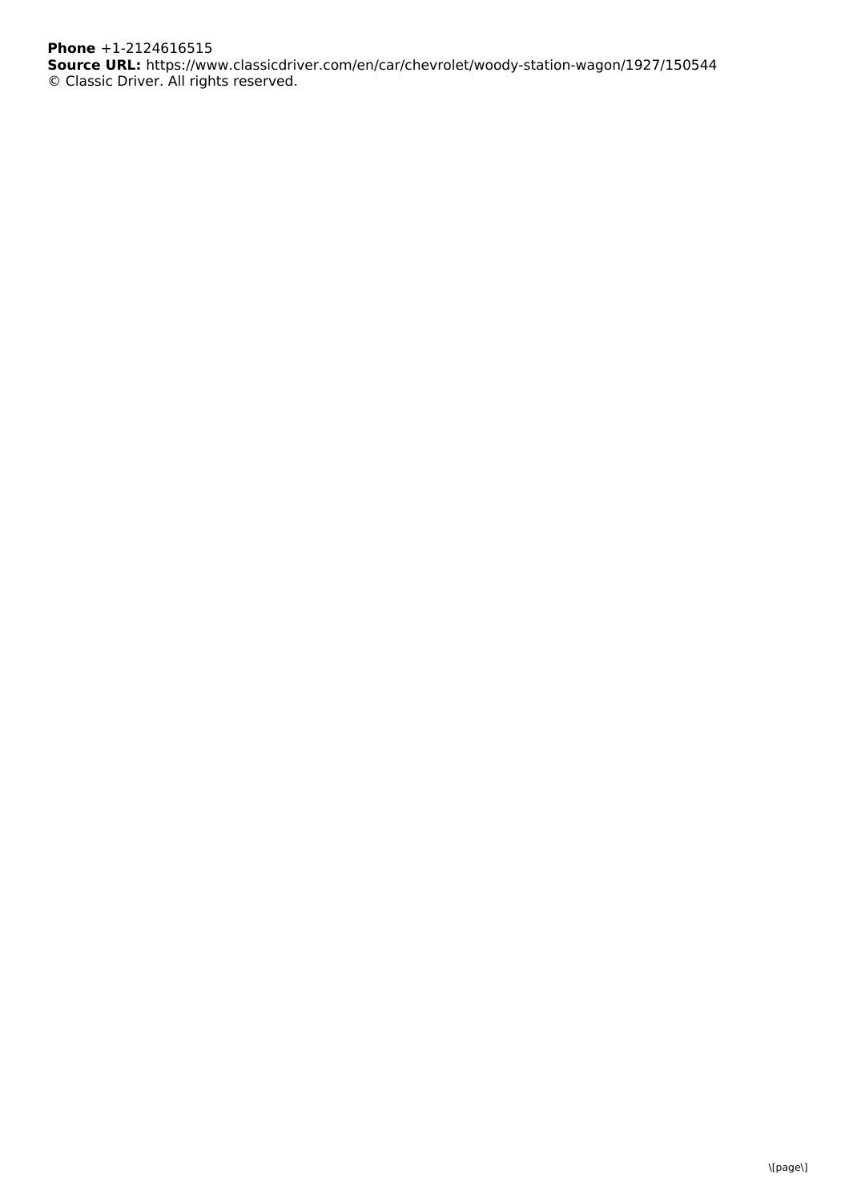**Phone** +1-2124616515
**Source URL:** https://www.classicdriver.com/en/car/chevrolet/woody-station-wagon/1927/150544
© Classic Driver. All rights reserved.